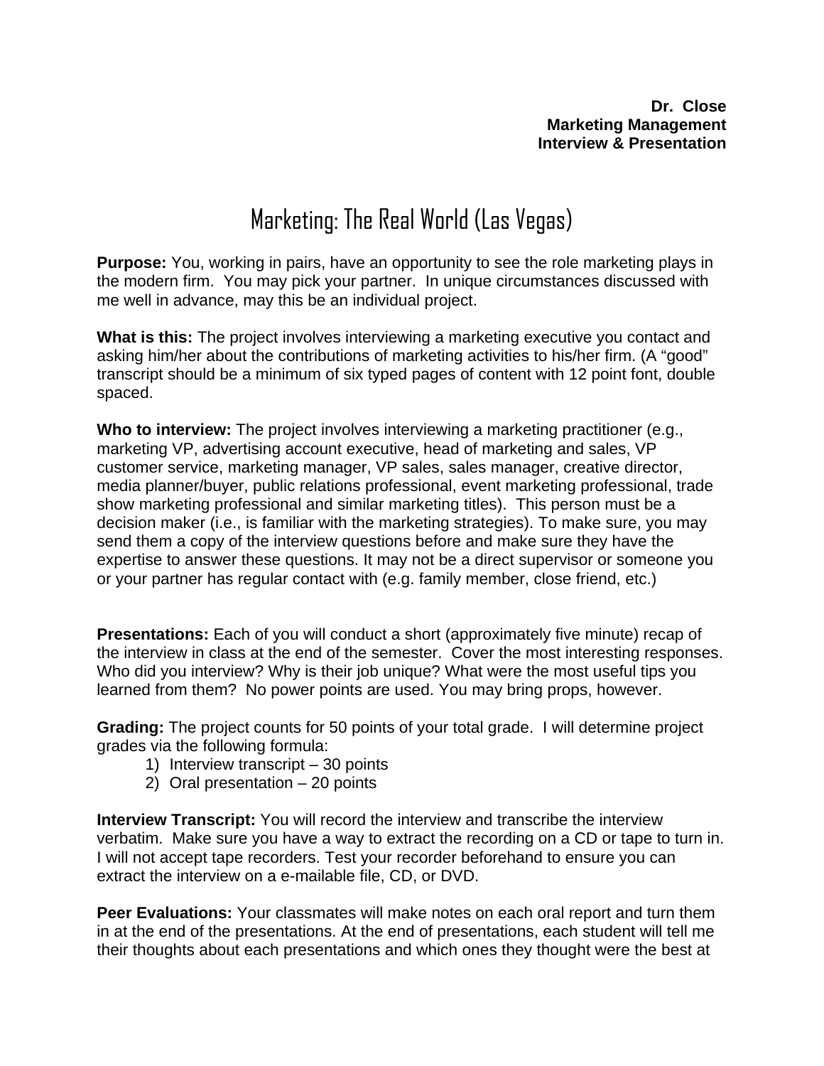**Dr. Close**
**Marketing Management**
**Interview & Presentation**

# Marketing: The Real World (Las Vegas)

**Purpose:** You, working in pairs, have an opportunity to see the role marketing plays in the modern firm. You may pick your partner. In unique circumstances discussed with me well in advance, may this be an individual project.

**What is this:** The project involves interviewing a marketing executive you contact and asking him/her about the contributions of marketing activities to his/her firm. (A "good" transcript should be a minimum of six typed pages of content with 12 point font, double spaced.

**Who to interview:** The project involves interviewing a marketing practitioner (e.g., marketing VP, advertising account executive, head of marketing and sales, VP customer service, marketing manager, VP sales, sales manager, creative director, media planner/buyer, public relations professional, event marketing professional, trade show marketing professional and similar marketing titles). This person must be a decision maker (i.e., is familiar with the marketing strategies). To make sure, you may send them a copy of the interview questions before and make sure they have the expertise to answer these questions. It may not be a direct supervisor or someone you or your partner has regular contact with (e.g. family member, close friend, etc.)

**Presentations:** Each of you will conduct a short (approximately five minute) recap of the interview in class at the end of the semester. Cover the most interesting responses. Who did you interview? Why is their job unique? What were the most useful tips you learned from them? No power points are used. You may bring props, however.

**Grading:** The project counts for 50 points of your total grade. I will determine project grades via the following formula:

1) Interview transcript – 30 points
2) Oral presentation – 20 points

**Interview Transcript:** You will record the interview and transcribe the interview verbatim. Make sure you have a way to extract the recording on a CD or tape to turn in. I will not accept tape recorders. Test your recorder beforehand to ensure you can extract the interview on a e-mailable file, CD, or DVD.

**Peer Evaluations:** Your classmates will make notes on each oral report and turn them in at the end of the presentations. At the end of presentations, each student will tell me their thoughts about each presentations and which ones they thought were the best at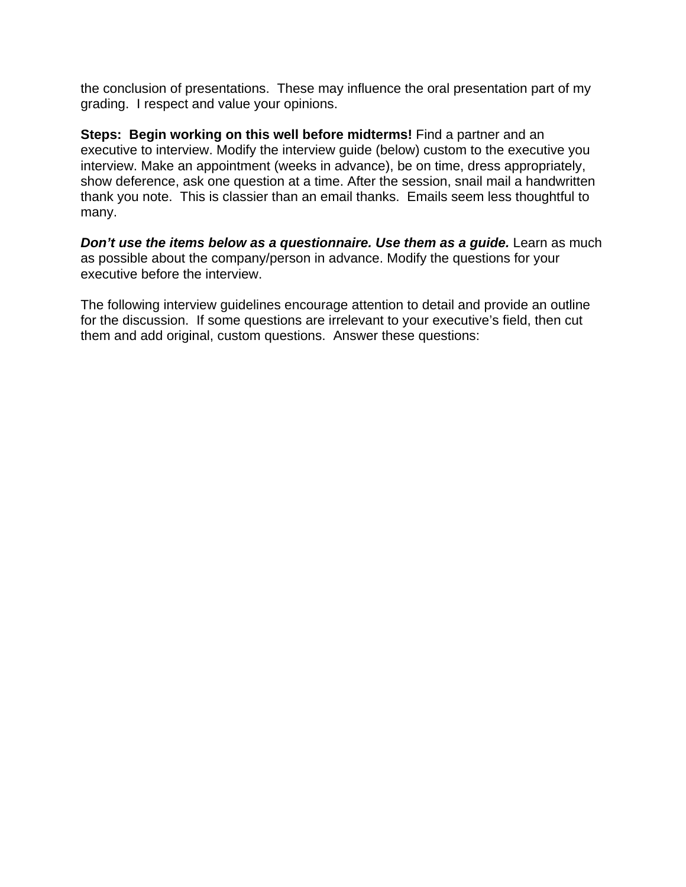the conclusion of presentations. These may influence the oral presentation part of my grading. I respect and value your opinions.

**Steps: Begin working on this well before midterms!** Find a partner and an executive to interview. Modify the interview guide (below) custom to the executive you interview. Make an appointment (weeks in advance), be on time, dress appropriately, show deference, ask one question at a time. After the session, snail mail a handwritten thank you note. This is classier than an email thanks. Emails seem less thoughtful to many.

***Don't use the items below as a questionnaire. Use them as a guide.*** Learn as much as possible about the company/person in advance. Modify the questions for your executive before the interview.

The following interview guidelines encourage attention to detail and provide an outline for the discussion. If some questions are irrelevant to your executive's field, then cut them and add original, custom questions. Answer these questions: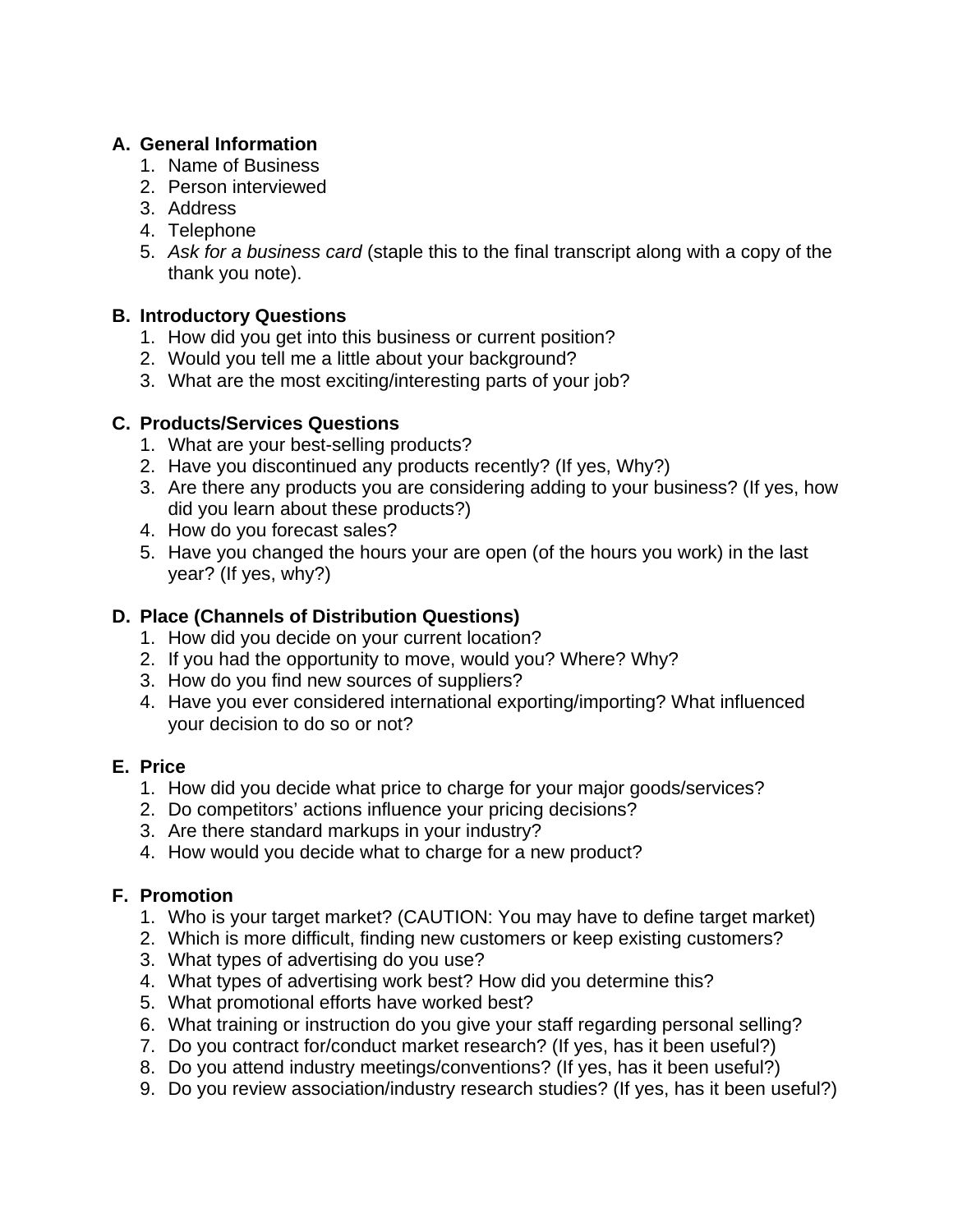**A. General Information**

1. Name of Business
2. Person interviewed
3. Address
4. Telephone
5. *Ask for a business card* (staple this to the final transcript along with a copy of the thank you note).

**B. Introductory Questions**

1. How did you get into this business or current position?
2. Would you tell me a little about your background?
3. What are the most exciting/interesting parts of your job?

**C. Products/Services Questions**

1. What are your best-selling products?
2. Have you discontinued any products recently? (If yes, Why?)
3. Are there any products you are considering adding to your business? (If yes, how did you learn about these products?)
4. How do you forecast sales?
5. Have you changed the hours your are open (of the hours you work) in the last year? (If yes, why?)

**D. Place (Channels of Distribution Questions)**

1. How did you decide on your current location?
2. If you had the opportunity to move, would you? Where? Why?
3. How do you find new sources of suppliers?
4. Have you ever considered international exporting/importing? What influenced your decision to do so or not?

**E. Price**

1. How did you decide what price to charge for your major goods/services?
2. Do competitors' actions influence your pricing decisions?
3. Are there standard markups in your industry?
4. How would you decide what to charge for a new product?

**F. Promotion**

1. Who is your target market? (CAUTION: You may have to define target market)
2. Which is more difficult, finding new customers or keep existing customers?
3. What types of advertising do you use?
4. What types of advertising work best? How did you determine this?
5. What promotional efforts have worked best?
6. What training or instruction do you give your staff regarding personal selling?
7. Do you contract for/conduct market research? (If yes, has it been useful?)
8. Do you attend industry meetings/conventions? (If yes, has it been useful?)
9. Do you review association/industry research studies? (If yes, has it been useful?)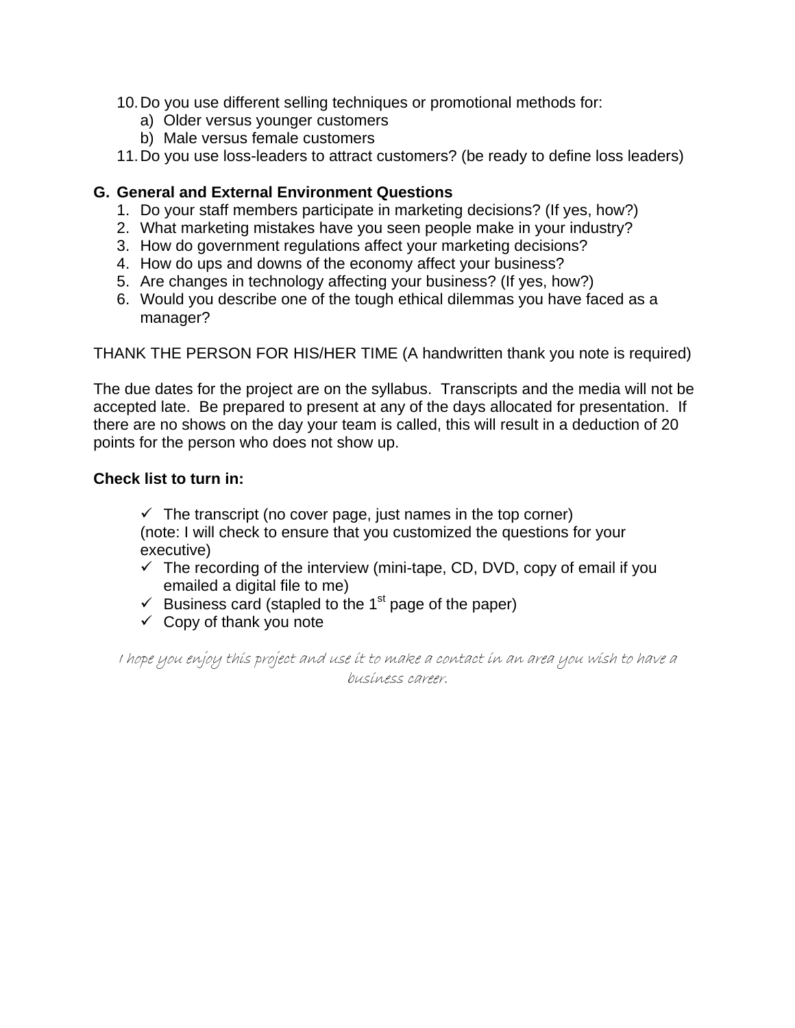10. Do you use different selling techniques or promotional methods for:
    a) Older versus younger customers
    b) Male versus female customers
11. Do you use loss-leaders to attract customers? (be ready to define loss leaders)

**G. General and External Environment Questions**

1. Do your staff members participate in marketing decisions? (If yes, how?)
2. What marketing mistakes have you seen people make in your industry?
3. How do government regulations affect your marketing decisions?
4. How do ups and downs of the economy affect your business?
5. Are changes in technology affecting your business? (If yes, how?)
6. Would you describe one of the tough ethical dilemmas you have faced as a manager?

THANK THE PERSON FOR HIS/HER TIME (A handwritten thank you note is required)

The due dates for the project are on the syllabus. Transcripts and the media will not be accepted late. Be prepared to present at any of the days allocated for presentation. If there are no shows on the day your team is called, this will result in a deduction of 20 points for the person who does not show up.

**Check list to turn in:**

- ✓ The transcript (no cover page, just names in the top corner)
  (note: I will check to ensure that you customized the questions for your executive)
- ✓ The recording of the interview (mini-tape, CD, DVD, copy of email if you emailed a digital file to me)
- ✓ Business card (stapled to the 1st page of the paper)
- ✓ Copy of thank you note

*I hope you enjoy this project and use it to make a contact in an area you wish to have a business career.*